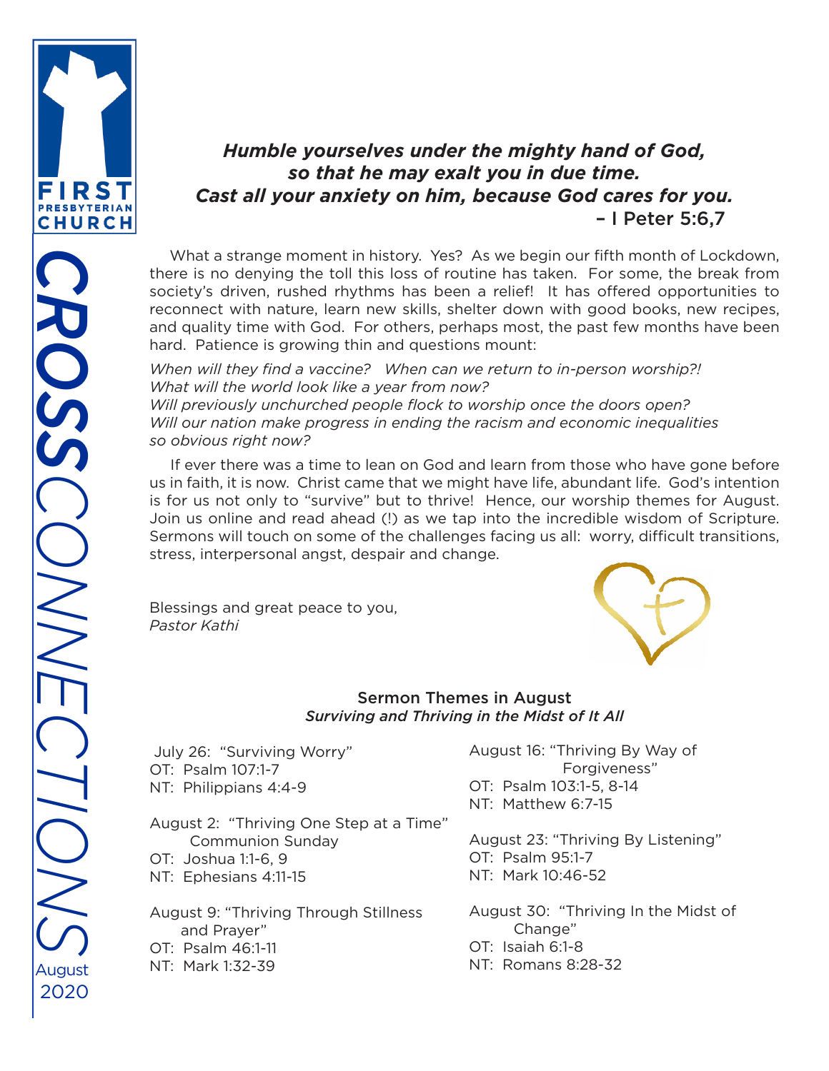FIRST PRESBYTERIAN CHURCH

# CROSSCONNECTIONS

August 2020

***Humble yourselves under the mighty hand of God, so that he may exalt you in due time. Cast all your anxiety on him, because God cares for you.***
– I Peter 5:6,7

What a strange moment in history. Yes? As we begin our fifth month of Lockdown, there is no denying the toll this loss of routine has taken. For some, the break from society's driven, rushed rhythms has been a relief! It has offered opportunities to reconnect with nature, learn new skills, shelter down with good books, new recipes, and quality time with God. For others, perhaps most, the past few months have been hard. Patience is growing thin and questions mount:

*When will they find a vaccine? When can we return to in-person worship?!*
*What will the world look like a year from now?*
*Will previously unchurched people flock to worship once the doors open?*
*Will our nation make progress in ending the racism and economic inequalities so obvious right now?*

If ever there was a time to lean on God and learn from those who have gone before us in faith, it is now. Christ came that we might have life, abundant life. God's intention is for us not only to "survive" but to thrive! Hence, our worship themes for August. Join us online and read ahead (!) as we tap into the incredible wisdom of Scripture. Sermons will touch on some of the challenges facing us all: worry, difficult transitions, stress, interpersonal angst, despair and change.

Blessings and great peace to you,
*Pastor Kathi*

## Sermon Themes in August
*Surviving and Thriving in the Midst of It All*

July 26: "Surviving Worry"
OT: Psalm 107:1-7
NT: Philippians 4:4-9

August 2: "Thriving One Step at a Time"
Communion Sunday
OT: Joshua 1:1-6, 9
NT: Ephesians 4:11-15

August 9: "Thriving Through Stillness and Prayer"
OT: Psalm 46:1-11
NT: Mark 1:32-39

August 16: "Thriving By Way of Forgiveness"
OT: Psalm 103:1-5, 8-14
NT: Matthew 6:7-15

August 23: "Thriving By Listening"
OT: Psalm 95:1-7
NT: Mark 10:46-52

August 30: "Thriving In the Midst of Change"
OT: Isaiah 6:1-8
NT: Romans 8:28-32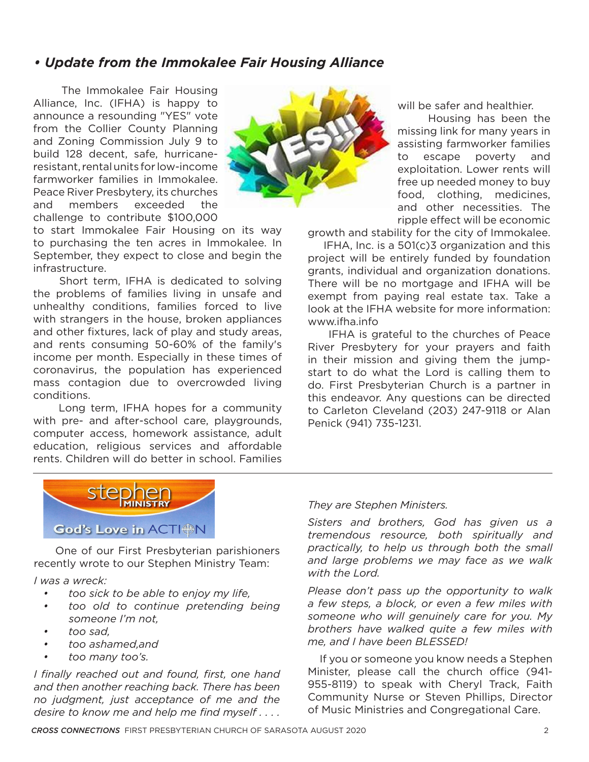## • *Update from the Immokalee Fair Housing Alliance*

The Immokalee Fair Housing Alliance, Inc. (IFHA) is happy to announce a resounding "YES" vote from the Collier County Planning and Zoning Commission July 9 to build 128 decent, safe, hurricane-resistant, rental units for low-income farmworker families in Immokalee. Peace River Presbytery, its churches and members exceeded the challenge to contribute $100,000 to start Immokalee Fair Housing on its way to purchasing the ten acres in Immokalee. In September, they expect to close and begin the infrastructure.

Short term, IFHA is dedicated to solving the problems of families living in unsafe and unhealthy conditions, families forced to live with strangers in the house, broken appliances and other fixtures, lack of play and study areas, and rents consuming 50-60% of the family's income per month. Especially in these times of coronavirus, the population has experienced mass contagion due to overcrowded living conditions.

Long term, IFHA hopes for a community with pre- and after-school care, playgrounds, computer access, homework assistance, adult education, religious services and affordable rents. Children will do better in school. Families will be safer and healthier.

Housing has been the missing link for many years in assisting farmworker families to escape poverty and exploitation. Lower rents will free up needed money to buy food, clothing, medicines, and other necessities. The ripple effect will be economic growth and stability for the city of Immokalee.

IFHA, Inc. is a 501(c)3 organization and this project will be entirely funded by foundation grants, individual and organization donations. There will be no mortgage and IFHA will be exempt from paying real estate tax. Take a look at the IFHA website for more information: www.ifha.info

IFHA is grateful to the churches of Peace River Presbytery for your prayers and faith in their mission and giving them the jump-start to do what the Lord is calling them to do. First Presbyterian Church is a partner in this endeavor. Any questions can be directed to Carleton Cleveland (203) 247-9118 or Alan Penick (941) 735-1231.

---

**stephen MINISTRY**
**God's Love in ACTION**

One of our First Presbyterian parishioners recently wrote to our Stephen Ministry Team:

*I was a wreck:*

- *too sick to be able to enjoy my life,*
- *too old to continue pretending being someone I'm not,*
- *too sad,*
- *too ashamed,and*
- *too many too's.*

*I finally reached out and found, first, one hand and then another reaching back. There has been no judgment, just acceptance of me and the desire to know me and help me find myself . . . .*

*They are Stephen Ministers.*

*Sisters and brothers, God has given us a tremendous resource, both spiritually and practically, to help us through both the small and large problems we may face as we walk with the Lord.*

*Please don't pass up the opportunity to walk a few steps, a block, or even a few miles with someone who will genuinely care for you. My brothers have walked quite a few miles with me, and I have been BLESSED!*

If you or someone you know needs a Stephen Minister, please call the church office (941-955-8119) to speak with Cheryl Track, Faith Community Nurse or Steven Phillips, Director of Music Ministries and Congregational Care.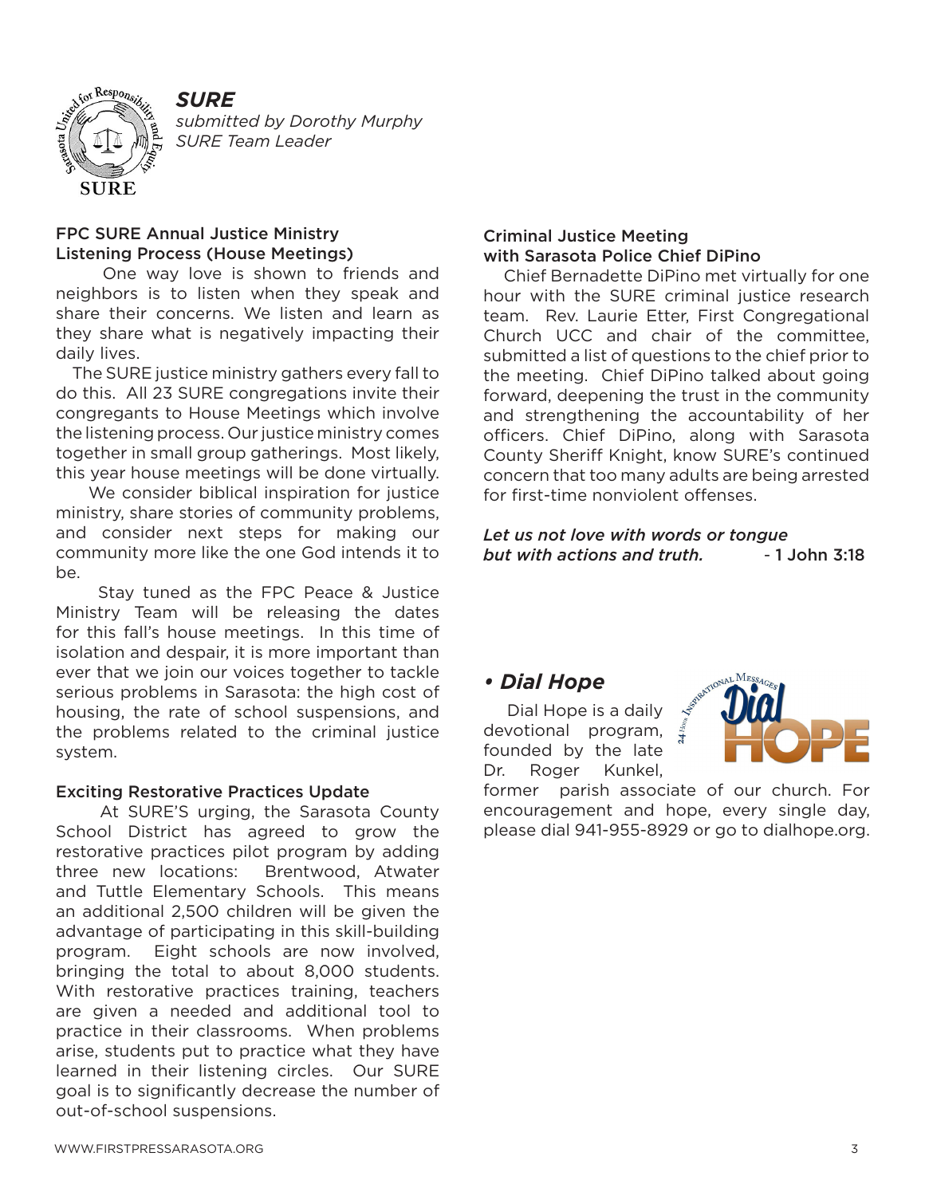## *SURE*

*submitted by Dorothy Murphy*
*SURE Team Leader*

### FPC SURE Annual Justice Ministry Listening Process (House Meetings)

One way love is shown to friends and neighbors is to listen when they speak and share their concerns. We listen and learn as they share what is negatively impacting their daily lives.

The SURE justice ministry gathers every fall to do this. All 23 SURE congregations invite their congregants to House Meetings which involve the listening process. Our justice ministry comes together in small group gatherings. Most likely, this year house meetings will be done virtually.

We consider biblical inspiration for justice ministry, share stories of community problems, and consider next steps for making our community more like the one God intends it to be.

Stay tuned as the FPC Peace & Justice Ministry Team will be releasing the dates for this fall's house meetings. In this time of isolation and despair, it is more important than ever that we join our voices together to tackle serious problems in Sarasota: the high cost of housing, the rate of school suspensions, and the problems related to the criminal justice system.

### Exciting Restorative Practices Update

At SURE'S urging, the Sarasota County School District has agreed to grow the restorative practices pilot program by adding three new locations: Brentwood, Atwater and Tuttle Elementary Schools. This means an additional 2,500 children will be given the advantage of participating in this skill-building program. Eight schools are now involved, bringing the total to about 8,000 students. With restorative practices training, teachers are given a needed and additional tool to practice in their classrooms. When problems arise, students put to practice what they have learned in their listening circles. Our SURE goal is to significantly decrease the number of out-of-school suspensions.

### Criminal Justice Meeting with Sarasota Police Chief DiPino

Chief Bernadette DiPino met virtually for one hour with the SURE criminal justice research team. Rev. Laurie Etter, First Congregational Church UCC and chair of the committee, submitted a list of questions to the chief prior to the meeting. Chief DiPino talked about going forward, deepening the trust in the community and strengthening the accountability of her officers. Chief DiPino, along with Sarasota County Sheriff Knight, know SURE's continued concern that too many adults are being arrested for first-time nonviolent offenses.

*Let us not love with words or tongue but with actions and truth.* - **1 John 3:18**

## • *Dial Hope*

Dial Hope is a daily devotional program, founded by the late Dr. Roger Kunkel, former parish associate of our church. For encouragement and hope, every single day, please dial 941-955-8929 or go to dialhope.org.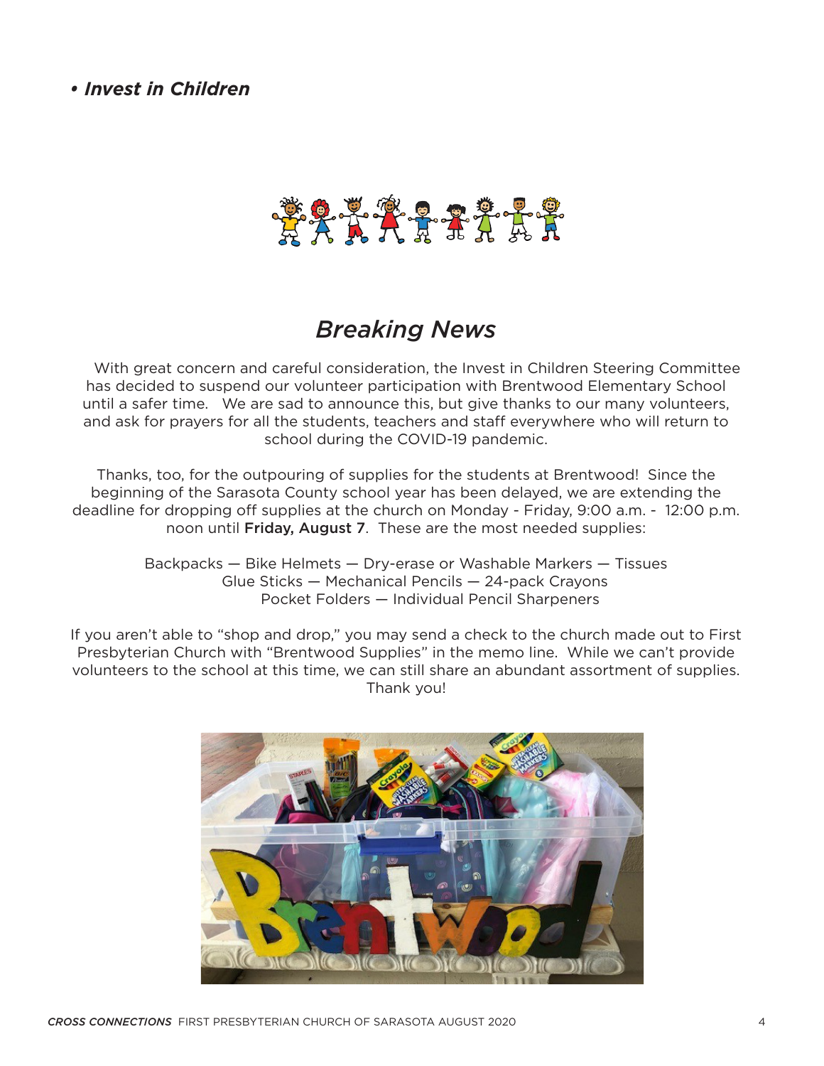***• Invest in Children***

## *Breaking News*

With great concern and careful consideration, the Invest in Children Steering Committee has decided to suspend our volunteer participation with Brentwood Elementary School until a safer time. We are sad to announce this, but give thanks to our many volunteers, and ask for prayers for all the students, teachers and staff everywhere who will return to school during the COVID-19 pandemic.

Thanks, too, for the outpouring of supplies for the students at Brentwood! Since the beginning of the Sarasota County school year has been delayed, we are extending the deadline for dropping off supplies at the church on Monday - Friday, 9:00 a.m. - 12:00 p.m. noon until **Friday, August 7**. These are the most needed supplies:

Backpacks — Bike Helmets — Dry-erase or Washable Markers — Tissues
Glue Sticks — Mechanical Pencils — 24-pack Crayons
Pocket Folders — Individual Pencil Sharpeners

If you aren't able to "shop and drop," you may send a check to the church made out to First Presbyterian Church with "Brentwood Supplies" in the memo line. While we can't provide volunteers to the school at this time, we can still share an abundant assortment of supplies. Thank you!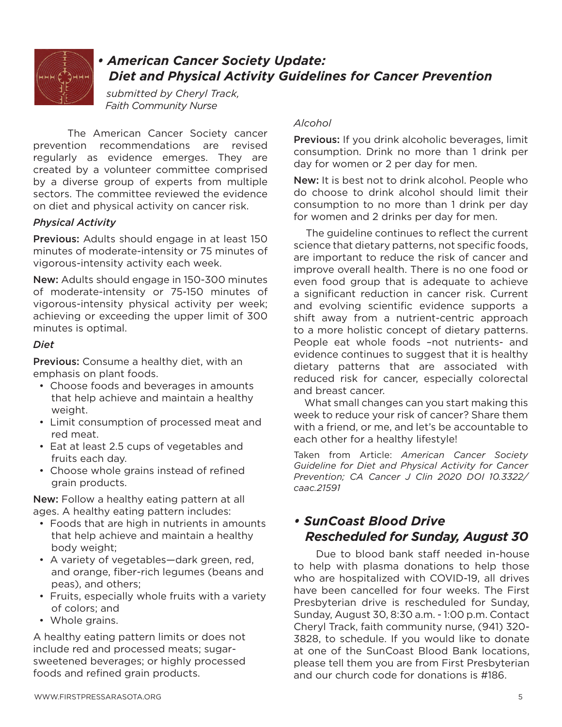## • American Cancer Society Update: Diet and Physical Activity Guidelines for Cancer Prevention

*submitted by Cheryl Track, Faith Community Nurse*

The American Cancer Society cancer prevention recommendations are revised regularly as evidence emerges. They are created by a volunteer committee comprised by a diverse group of experts from multiple sectors. The committee reviewed the evidence on diet and physical activity on cancer risk.

### *Physical Activity*

**Previous:** Adults should engage in at least 150 minutes of moderate-intensity or 75 minutes of vigorous-intensity activity each week.

**New:** Adults should engage in 150-300 minutes of moderate-intensity or 75-150 minutes of vigorous-intensity physical activity per week; achieving or exceeding the upper limit of 300 minutes is optimal.

### *Diet*

**Previous:** Consume a healthy diet, with an emphasis on plant foods.

- Choose foods and beverages in amounts that help achieve and maintain a healthy weight.
- Limit consumption of processed meat and red meat.
- Eat at least 2.5 cups of vegetables and fruits each day.
- Choose whole grains instead of refined grain products.

**New:** Follow a healthy eating pattern at all ages. A healthy eating pattern includes:

- Foods that are high in nutrients in amounts that help achieve and maintain a healthy body weight;
- A variety of vegetables—dark green, red, and orange, fiber-rich legumes (beans and peas), and others;
- Fruits, especially whole fruits with a variety of colors; and
- Whole grains.

A healthy eating pattern limits or does not include red and processed meats; sugar-sweetened beverages; or highly processed foods and refined grain products.

### *Alcohol*

**Previous:** If you drink alcoholic beverages, limit consumption. Drink no more than 1 drink per day for women or 2 per day for men.

**New:** It is best not to drink alcohol. People who do choose to drink alcohol should limit their consumption to no more than 1 drink per day for women and 2 drinks per day for men.

The guideline continues to reflect the current science that dietary patterns, not specific foods, are important to reduce the risk of cancer and improve overall health. There is no one food or even food group that is adequate to achieve a significant reduction in cancer risk. Current and evolving scientific evidence supports a shift away from a nutrient-centric approach to a more holistic concept of dietary patterns. People eat whole foods –not nutrients- and evidence continues to suggest that it is healthy dietary patterns that are associated with reduced risk for cancer, especially colorectal and breast cancer.

What small changes can you start making this week to reduce your risk of cancer? Share them with a friend, or me, and let's be accountable to each other for a healthy lifestyle!

Taken from Article: *American Cancer Society Guideline for Diet and Physical Activity for Cancer Prevention; CA Cancer J Clin 2020 DOI 10.3322/caac.21591*

## • SunCoast Blood Drive Rescheduled for Sunday, August 30

Due to blood bank staff needed in-house to help with plasma donations to help those who are hospitalized with COVID-19, all drives have been cancelled for four weeks. The First Presbyterian drive is rescheduled for Sunday, Sunday, August 30, 8:30 a.m. - 1:00 p.m. Contact Cheryl Track, faith community nurse, (941) 320-3828, to schedule. If you would like to donate at one of the SunCoast Blood Bank locations, please tell them you are from First Presbyterian and our church code for donations is #186.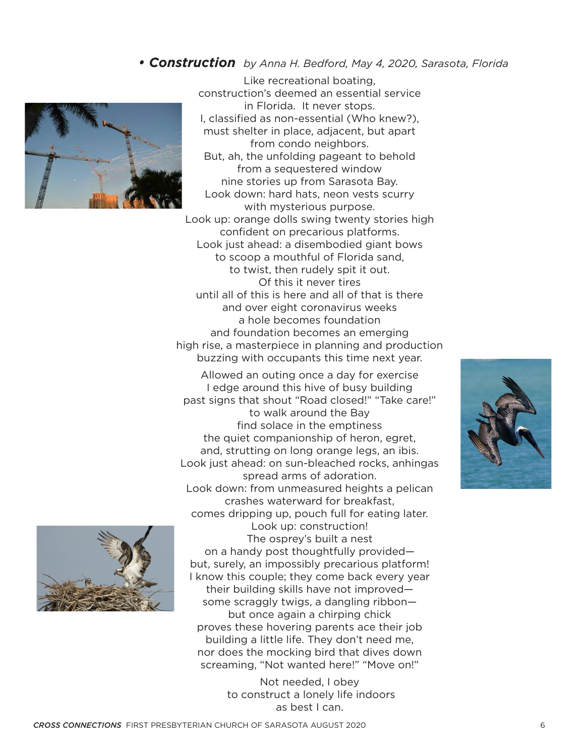### • ***Construction*** *by Anna H. Bedford, May 4, 2020, Sarasota, Florida*

Like recreational boating,
construction's deemed an essential service
in Florida. It never stops.
I, classified as non-essential (Who knew?),
must shelter in place, adjacent, but apart
from condo neighbors.
But, ah, the unfolding pageant to behold
from a sequestered window
nine stories up from Sarasota Bay.
Look down: hard hats, neon vests scurry
with mysterious purpose.
Look up: orange dolls swing twenty stories high
confident on precarious platforms.
Look just ahead: a disembodied giant bows
to scoop a mouthful of Florida sand,
to twist, then rudely spit it out.
Of this it never tires
until all of this is here and all of that is there
and over eight coronavirus weeks
a hole becomes foundation
and foundation becomes an emerging
high rise, a masterpiece in planning and production
buzzing with occupants this time next year.

Allowed an outing once a day for exercise
I edge around this hive of busy building
past signs that shout "Road closed!" "Take care!"
to walk around the Bay
find solace in the emptiness
the quiet companionship of heron, egret,
and, strutting on long orange legs, an ibis.
Look just ahead: on sun-bleached rocks, anhingas
spread arms of adoration.
Look down: from unmeasured heights a pelican
crashes waterward for breakfast,
comes dripping up, pouch full for eating later.
Look up: construction!
The osprey's built a nest
on a handy post thoughtfully provided—
but, surely, an impossibly precarious platform!
I know this couple; they come back every year
their building skills have not improved—
some scraggly twigs, a dangling ribbon—
but once again a chirping chick
proves these hovering parents ace their job
building a little life. They don't need me,
nor does the mocking bird that dives down
screaming, "Not wanted here!" "Move on!"

Not needed, I obey
to construct a lonely life indoors
as best I can.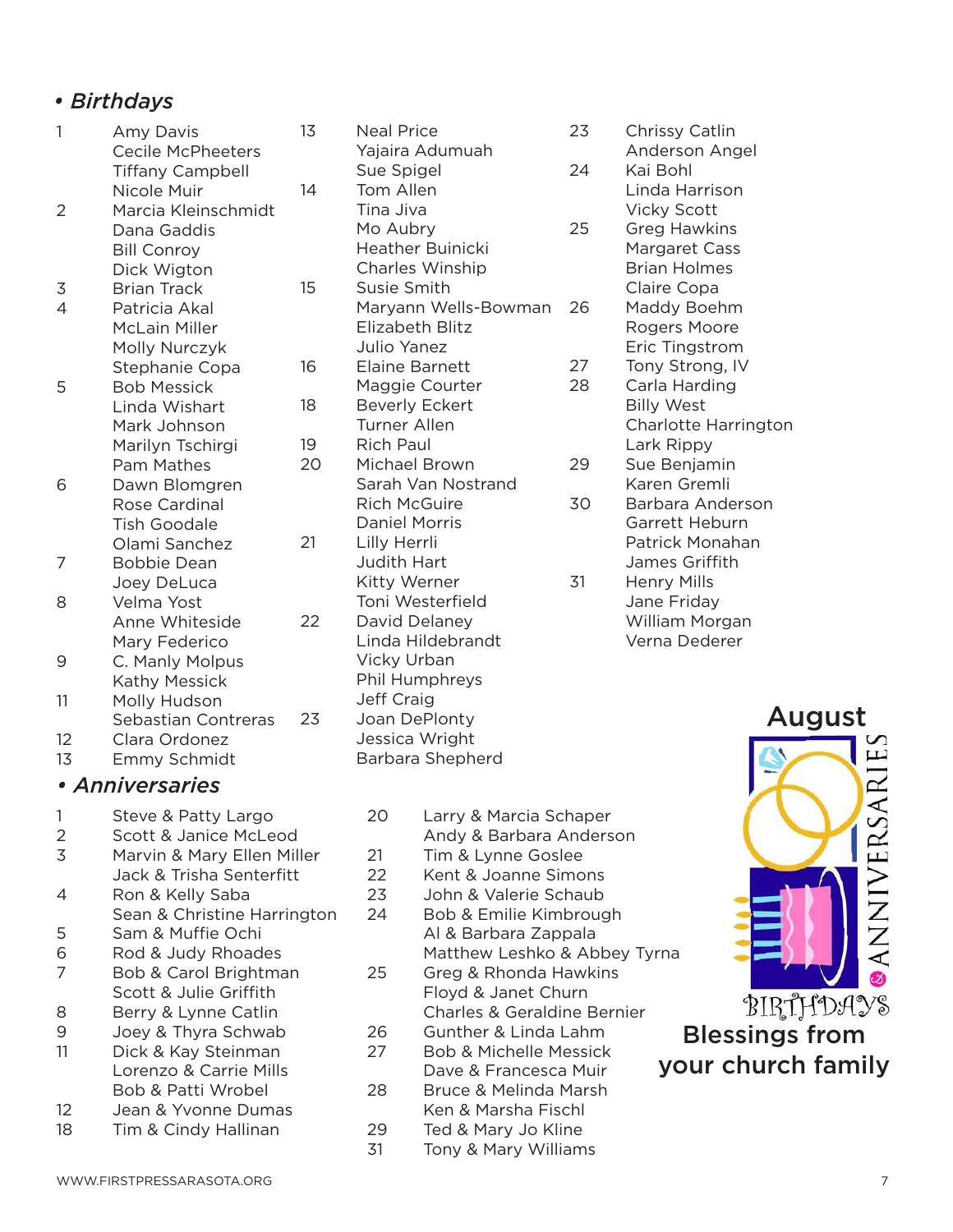## • Birthdays

1
- Amy Davis
- Cecile McPheeters
- Tiffany Campbell
- Nicole Muir

2
- Marcia Kleinschmidt
- Dana Gaddis
- Bill Conroy
- Dick Wigton

3
- Brian Track

4
- Patricia Akal
- McLain Miller
- Molly Nurczyk
- Stephanie Copa

5
- Bob Messick
- Linda Wishart
- Mark Johnson
- Marilyn Tschirgi
- Pam Mathes

6
- Dawn Blomgren
- Rose Cardinal
- Tish Goodale
- Olami Sanchez

7
- Bobbie Dean
- Joey DeLuca

8
- Velma Yost
- Anne Whiteside
- Mary Federico

9
- C. Manly Molpus
- Kathy Messick

11
- Molly Hudson
- Sebastian Contreras

12
- Clara Ordonez

13
- Emmy Schmidt
- Neal Price
- Yajaira Adumuah
- Sue Spigel

14
- Tom Allen
- Tina Jiva
- Mo Aubry
- Heather Buinicki
- Charles Winship

15
- Susie Smith
- Maryann Wells-Bowman
- Elizabeth Blitz
- Julio Yanez

16
- Elaine Barnett
- Maggie Courter

18
- Beverly Eckert
- Turner Allen

19
- Rich Paul

20
- Michael Brown
- Sarah Van Nostrand
- Rich McGuire
- Daniel Morris

21
- Lilly Herrli
- Judith Hart
- Kitty Werner
- Toni Westerfield

22
- David Delaney
- Linda Hildebrandt
- Vicky Urban
- Phil Humphreys
- Jeff Craig

23
- Joan DePlonty
- Jessica Wright
- Barbara Shepherd
- Chrissy Catlin
- Anderson Angel

24
- Kai Bohl
- Linda Harrison
- Vicky Scott

25
- Greg Hawkins
- Margaret Cass
- Brian Holmes
- Claire Copa

26
- Maddy Boehm
- Rogers Moore
- Eric Tingstrom

27
- Tony Strong, IV

28
- Carla Harding
- Billy West
- Charlotte Harrington
- Lark Rippy

29
- Sue Benjamin
- Karen Gremli

30
- Barbara Anderson
- Garrett Heburn
- Patrick Monahan
- James Griffith

31
- Henry Mills
- Jane Friday
- William Morgan
- Verna Dederer

## • Anniversaries

1
- Steve & Patty Largo

2
- Scott & Janice McLeod

3
- Marvin & Mary Ellen Miller
- Jack & Trisha Senterfitt

4
- Ron & Kelly Saba
- Sean & Christine Harrington

5
- Sam & Muffie Ochi

6
- Rod & Judy Rhoades

7
- Bob & Carol Brightman
- Scott & Julie Griffith

8
- Berry & Lynne Catlin

9
- Joey & Thyra Schwab

11
- Dick & Kay Steinman
- Lorenzo & Carrie Mills
- Bob & Patti Wrobel

12
- Jean & Yvonne Dumas

18
- Tim & Cindy Hallinan

20
- Larry & Marcia Schaper
- Andy & Barbara Anderson

21
- Tim & Lynne Goslee

22
- Kent & Joanne Simons

23
- John & Valerie Schaub

24
- Bob & Emilie Kimbrough
- Al & Barbara Zappala
- Matthew Leshko & Abbey Tyrna

25
- Greg & Rhonda Hawkins
- Floyd & Janet Churn
- Charles & Geraldine Bernier

26
- Gunther & Linda Lahm

27
- Bob & Michelle Messick
- Dave & Francesca Muir

28
- Bruce & Melinda Marsh
- Ken & Marsha Fischl

29
- Ted & Mary Jo Kline

31
- Tony & Mary Williams

**August**

ANNIVERSARIES

BIRTHDAYS

**Blessings from your church family**

WWW.FIRSTPRESSARASOTA.ORG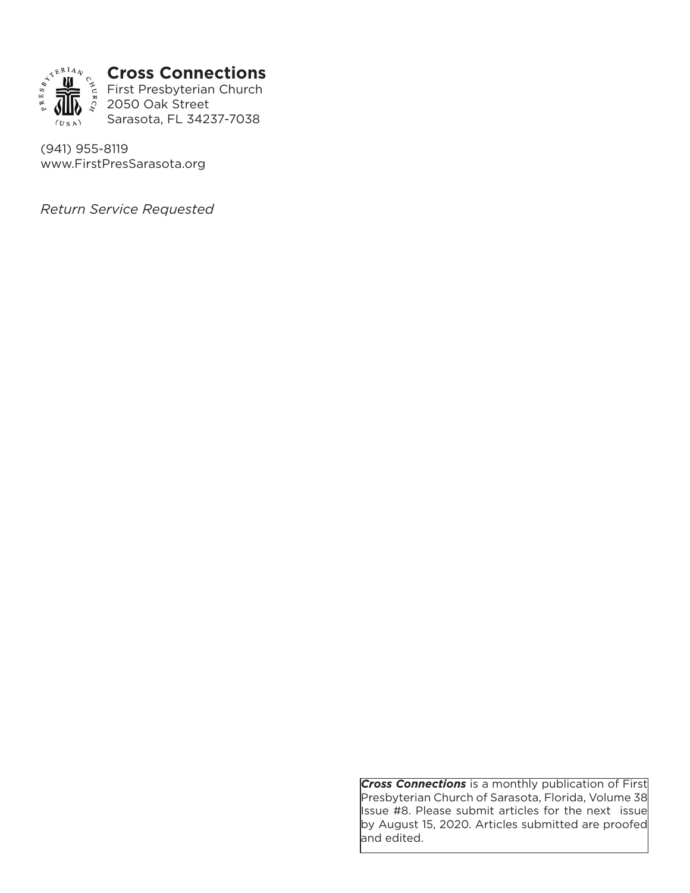## Cross Connections

First Presbyterian Church
2050 Oak Street
Sarasota, FL 34237-7038

(941) 955-8119
www.FirstPresSarasota.org

*Return Service Requested*

***Cross Connections*** is a monthly publication of First Presbyterian Church of Sarasota, Florida, Volume 38 Issue #8. Please submit articles for the next issue by August 15, 2020. Articles submitted are proofed and edited.